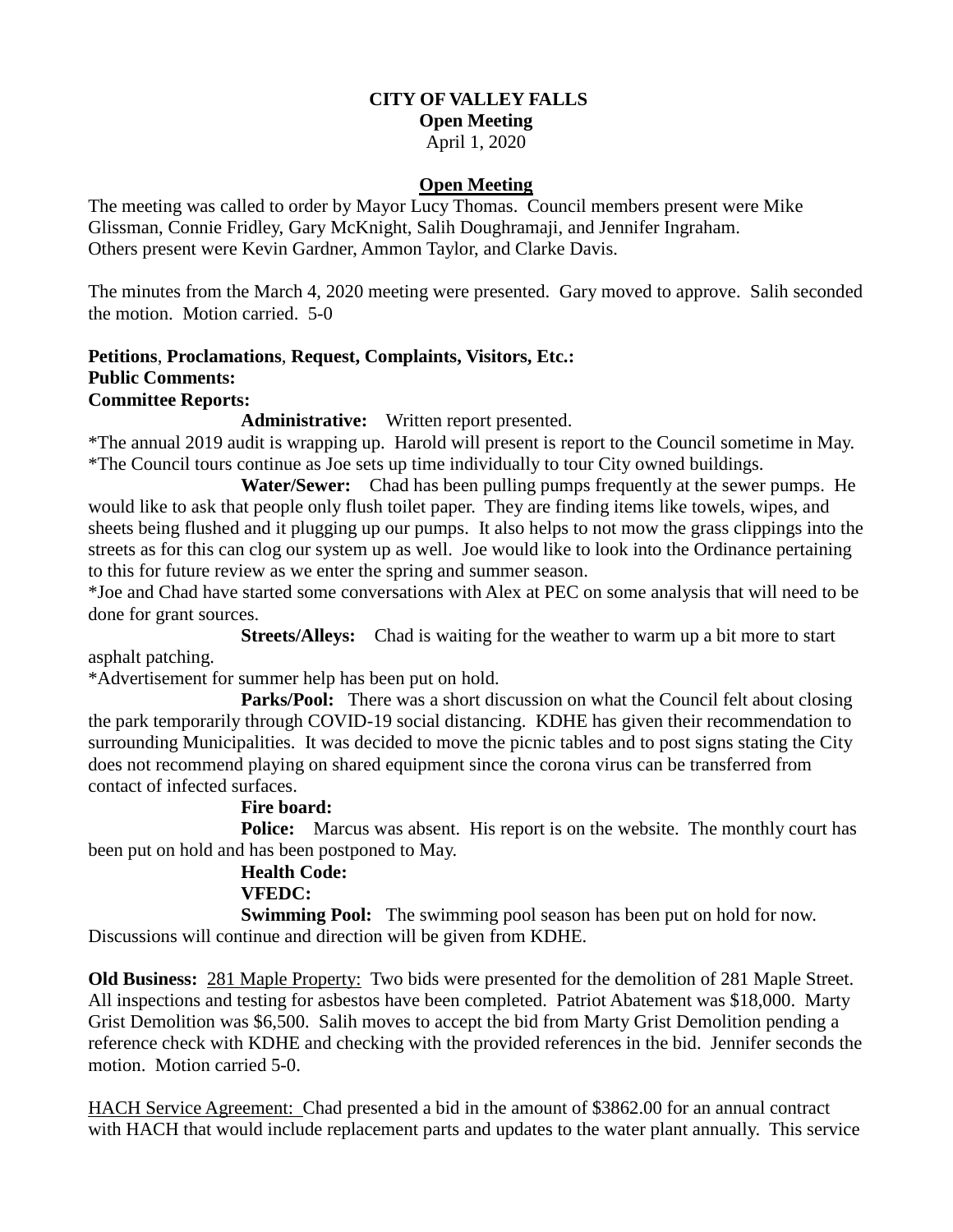**CITY OF VALLEY FALLS**
**Open Meeting**
April 1, 2020

**Open Meeting**

The meeting was called to order by Mayor Lucy Thomas. Council members present were Mike Glissman, Connie Fridley, Gary McKnight, Salih Doughramaji, and Jennifer Ingraham. Others present were Kevin Gardner, Ammon Taylor, and Clarke Davis.

The minutes from the March 4, 2020 meeting were presented. Gary moved to approve. Salih seconded the motion. Motion carried. 5-0

**Petitions**, **Proclamations**, **Request, Complaints, Visitors, Etc.:**
**Public Comments:**
**Committee Reports:**

**Administrative:** Written report presented.

*The annual 2019 audit is wrapping up. Harold will present is report to the Council sometime in May.
*The Council tours continue as Joe sets up time individually to tour City owned buildings.

**Water/Sewer:** Chad has been pulling pumps frequently at the sewer pumps. He would like to ask that people only flush toilet paper. They are finding items like towels, wipes, and sheets being flushed and it plugging up our pumps. It also helps to not mow the grass clippings into the streets as for this can clog our system up as well. Joe would like to look into the Ordinance pertaining to this for future review as we enter the spring and summer season.
*Joe and Chad have started some conversations with Alex at PEC on some analysis that will need to be done for grant sources.

**Streets/Alleys:** Chad is waiting for the weather to warm up a bit more to start asphalt patching.
*Advertisement for summer help has been put on hold.

**Parks/Pool:** There was a short discussion on what the Council felt about closing the park temporarily through COVID-19 social distancing. KDHE has given their recommendation to surrounding Municipalities. It was decided to move the picnic tables and to post signs stating the City does not recommend playing on shared equipment since the corona virus can be transferred from contact of infected surfaces.

**Fire board:**

**Police:** Marcus was absent. His report is on the website. The monthly court has been put on hold and has been postponed to May.

**Health Code:**

**VFEDC:**

**Swimming Pool:** The swimming pool season has been put on hold for now. Discussions will continue and direction will be given from KDHE.

**Old Business:** 281 Maple Property: Two bids were presented for the demolition of 281 Maple Street. All inspections and testing for asbestos have been completed. Patriot Abatement was $18,000. Marty Grist Demolition was $6,500. Salih moves to accept the bid from Marty Grist Demolition pending a reference check with KDHE and checking with the provided references in the bid. Jennifer seconds the motion. Motion carried 5-0.

HACH Service Agreement: Chad presented a bid in the amount of $3862.00 for an annual contract with HACH that would include replacement parts and updates to the water plant annually. This service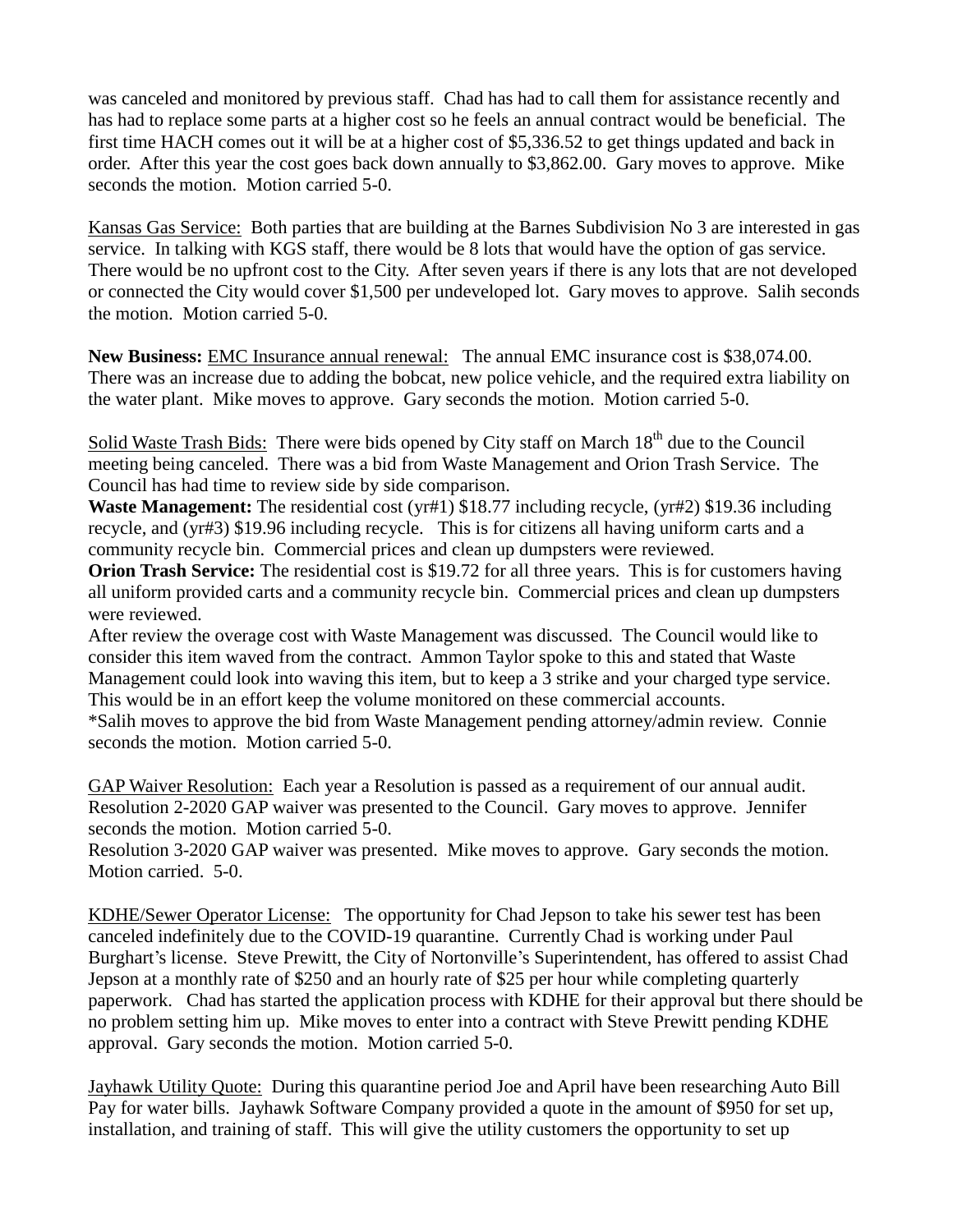was canceled and monitored by previous staff. Chad has had to call them for assistance recently and has had to replace some parts at a higher cost so he feels an annual contract would be beneficial. The first time HACH comes out it will be at a higher cost of $5,336.52 to get things updated and back in order. After this year the cost goes back down annually to $3,862.00. Gary moves to approve. Mike seconds the motion. Motion carried 5-0.

<u>Kansas Gas Service:</u> Both parties that are building at the Barnes Subdivision No 3 are interested in gas service. In talking with KGS staff, there would be 8 lots that would have the option of gas service. There would be no upfront cost to the City. After seven years if there is any lots that are not developed or connected the City would cover $1,500 per undeveloped lot. Gary moves to approve. Salih seconds the motion. Motion carried 5-0.

**New Business:** <u>EMC Insurance annual renewal:</u> The annual EMC insurance cost is $38,074.00. There was an increase due to adding the bobcat, new police vehicle, and the required extra liability on the water plant. Mike moves to approve. Gary seconds the motion. Motion carried 5-0.

<u>Solid Waste Trash Bids:</u> There were bids opened by City staff on March 18th due to the Council meeting being canceled. There was a bid from Waste Management and Orion Trash Service. The Council has had time to review side by side comparison.

**Waste Management:** The residential cost (yr#1) $18.77 including recycle, (yr#2) $19.36 including recycle, and (yr#3) $19.96 including recycle. This is for citizens all having uniform carts and a community recycle bin. Commercial prices and clean up dumpsters were reviewed.

**Orion Trash Service:** The residential cost is $19.72 for all three years. This is for customers having all uniform provided carts and a community recycle bin. Commercial prices and clean up dumpsters were reviewed.

After review the overage cost with Waste Management was discussed. The Council would like to consider this item waved from the contract. Ammon Taylor spoke to this and stated that Waste Management could look into waving this item, but to keep a 3 strike and your charged type service. This would be in an effort keep the volume monitored on these commercial accounts.

*Salih moves to approve the bid from Waste Management pending attorney/admin review. Connie seconds the motion. Motion carried 5-0.

<u>GAP Waiver Resolution:</u> Each year a Resolution is passed as a requirement of our annual audit. Resolution 2-2020 GAP waiver was presented to the Council. Gary moves to approve. Jennifer seconds the motion. Motion carried 5-0.

Resolution 3-2020 GAP waiver was presented. Mike moves to approve. Gary seconds the motion. Motion carried. 5-0.

<u>KDHE/Sewer Operator License:</u> The opportunity for Chad Jepson to take his sewer test has been canceled indefinitely due to the COVID-19 quarantine. Currently Chad is working under Paul Burghart's license. Steve Prewitt, the City of Nortonville's Superintendent, has offered to assist Chad Jepson at a monthly rate of $250 and an hourly rate of $25 per hour while completing quarterly paperwork. Chad has started the application process with KDHE for their approval but there should be no problem setting him up. Mike moves to enter into a contract with Steve Prewitt pending KDHE approval. Gary seconds the motion. Motion carried 5-0.

<u>Jayhawk Utility Quote:</u> During this quarantine period Joe and April have been researching Auto Bill Pay for water bills. Jayhawk Software Company provided a quote in the amount of $950 for set up, installation, and training of staff. This will give the utility customers the opportunity to set up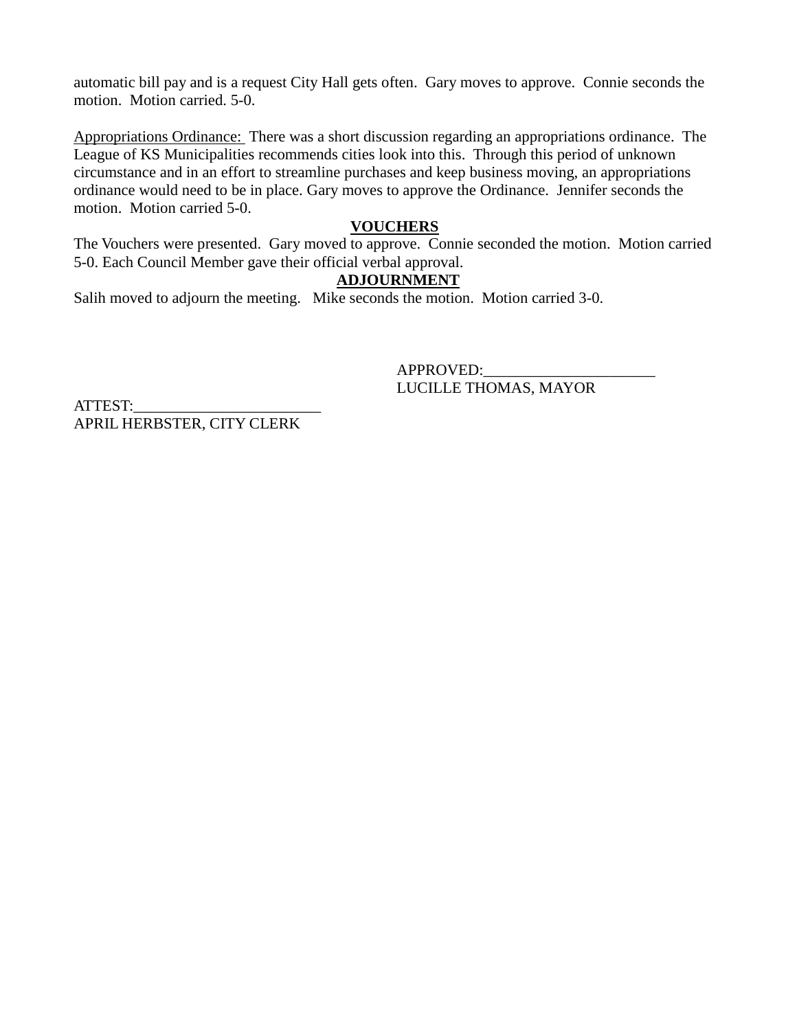automatic bill pay and is a request City Hall gets often.  Gary moves to approve.  Connie seconds the motion.  Motion carried. 5-0.

Appropriations Ordinance:  There was a short discussion regarding an appropriations ordinance.  The League of KS Municipalities recommends cities look into this.  Through this period of unknown circumstance and in an effort to streamline purchases and keep business moving, an appropriations ordinance would need to be in place. Gary moves to approve the Ordinance.  Jennifer seconds the motion.  Motion carried 5-0.

## VOUCHERS

The Vouchers were presented.  Gary moved to approve.  Connie seconded the motion.  Motion carried 5-0. Each Council Member gave their official verbal approval.

## ADJOURNMENT

Salih moved to adjourn the meeting.   Mike seconds the motion.  Motion carried 3-0.

APPROVED:______________________
LUCILLE THOMAS, MAYOR

ATTEST:________________________
APRIL HERBSTER, CITY CLERK